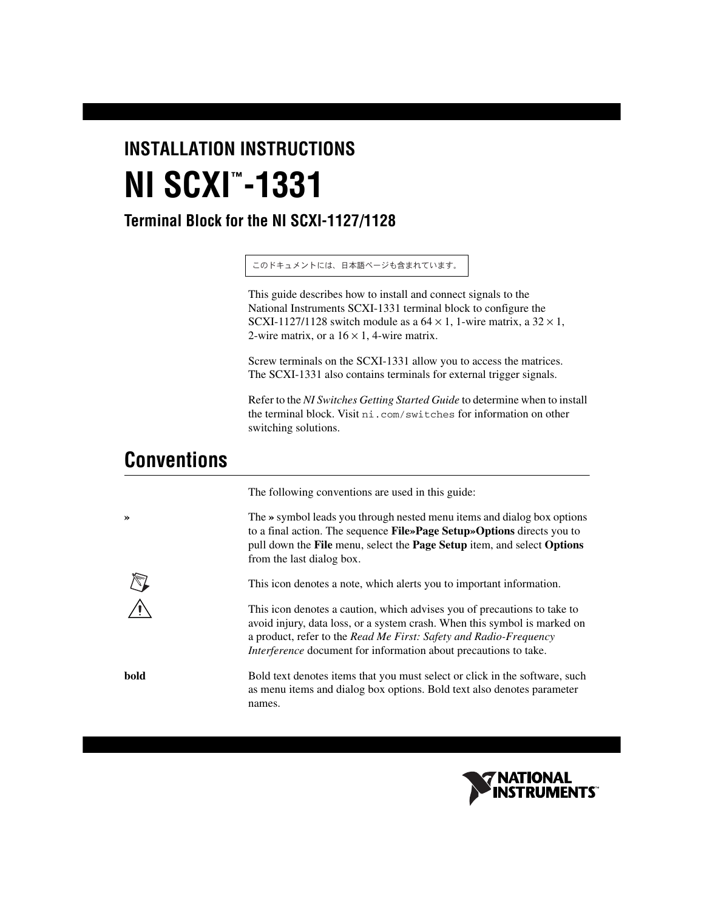# INSTALLATION INSTRUCTIONS

# NI SCXI™-1331

## Terminal Block for the NI SCXI-1127/1128

このドキュメントには、日本語ページも含まれています。

This guide describes how to install and connect signals to the National Instruments SCXI-1331 terminal block to configure the SCXI-1127/1128 switch module as a 64 × 1, 1-wire matrix, a 32 × 1, 2-wire matrix, or a 16 × 1, 4-wire matrix.

Screw terminals on the SCXI-1331 allow you to access the matrices. The SCXI-1331 also contains terminals for external trigger signals.

Refer to the *NI Switches Getting Started Guide* to determine when to install the terminal block. Visit `ni.com/switches` for information on other switching solutions.

## Conventions

The following conventions are used in this guide:

**»** — The **»** symbol leads you through nested menu items and dialog box options to a final action. The sequence **File»Page Setup»Options** directs you to pull down the **File** menu, select the **Page Setup** item, and select **Options** from the last dialog box.

Note icon — This icon denotes a note, which alerts you to important information.

Caution icon — This icon denotes a caution, which advises you of precautions to take to avoid injury, data loss, or a system crash. When this symbol is marked on a product, refer to the *Read Me First: Safety and Radio-Frequency Interference* document for information about precautions to take.

**bold** — Bold text denotes items that you must select or click in the software, such as menu items and dialog box options. Bold text also denotes parameter names.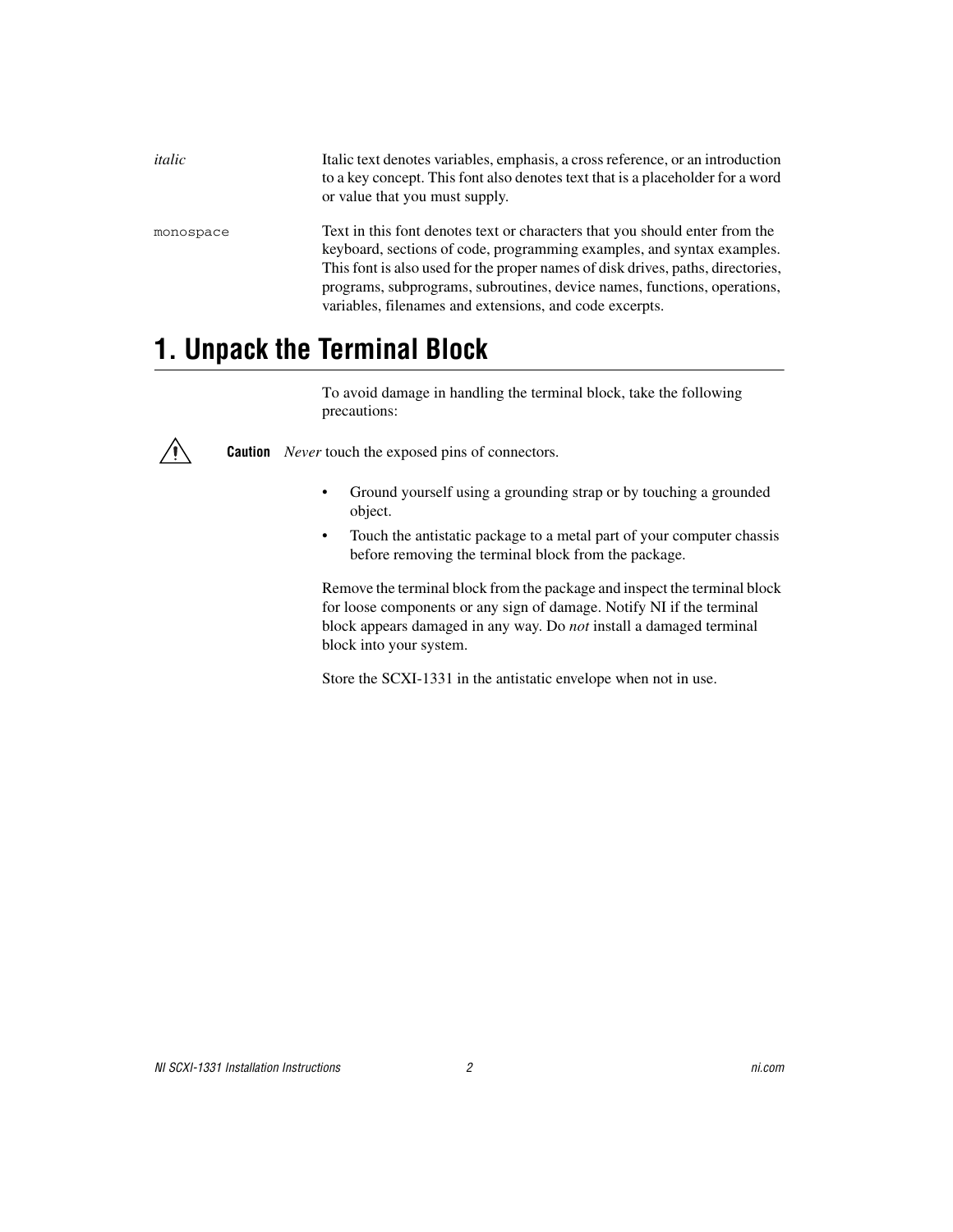*italic* Italic text denotes variables, emphasis, a cross reference, or an introduction to a key concept. This font also denotes text that is a placeholder for a word or value that you must supply.

`monospace` Text in this font denotes text or characters that you should enter from the keyboard, sections of code, programming examples, and syntax examples. This font is also used for the proper names of disk drives, paths, directories, programs, subprograms, subroutines, device names, functions, operations, variables, filenames and extensions, and code excerpts.

# 1. Unpack the Terminal Block

To avoid damage in handling the terminal block, take the following precautions:

**Caution** *Never* touch the exposed pins of connectors.

- Ground yourself using a grounding strap or by touching a grounded object.
- Touch the antistatic package to a metal part of your computer chassis before removing the terminal block from the package.

Remove the terminal block from the package and inspect the terminal block for loose components or any sign of damage. Notify NI if the terminal block appears damaged in any way. Do *not* install a damaged terminal block into your system.

Store the SCXI-1331 in the antistatic envelope when not in use.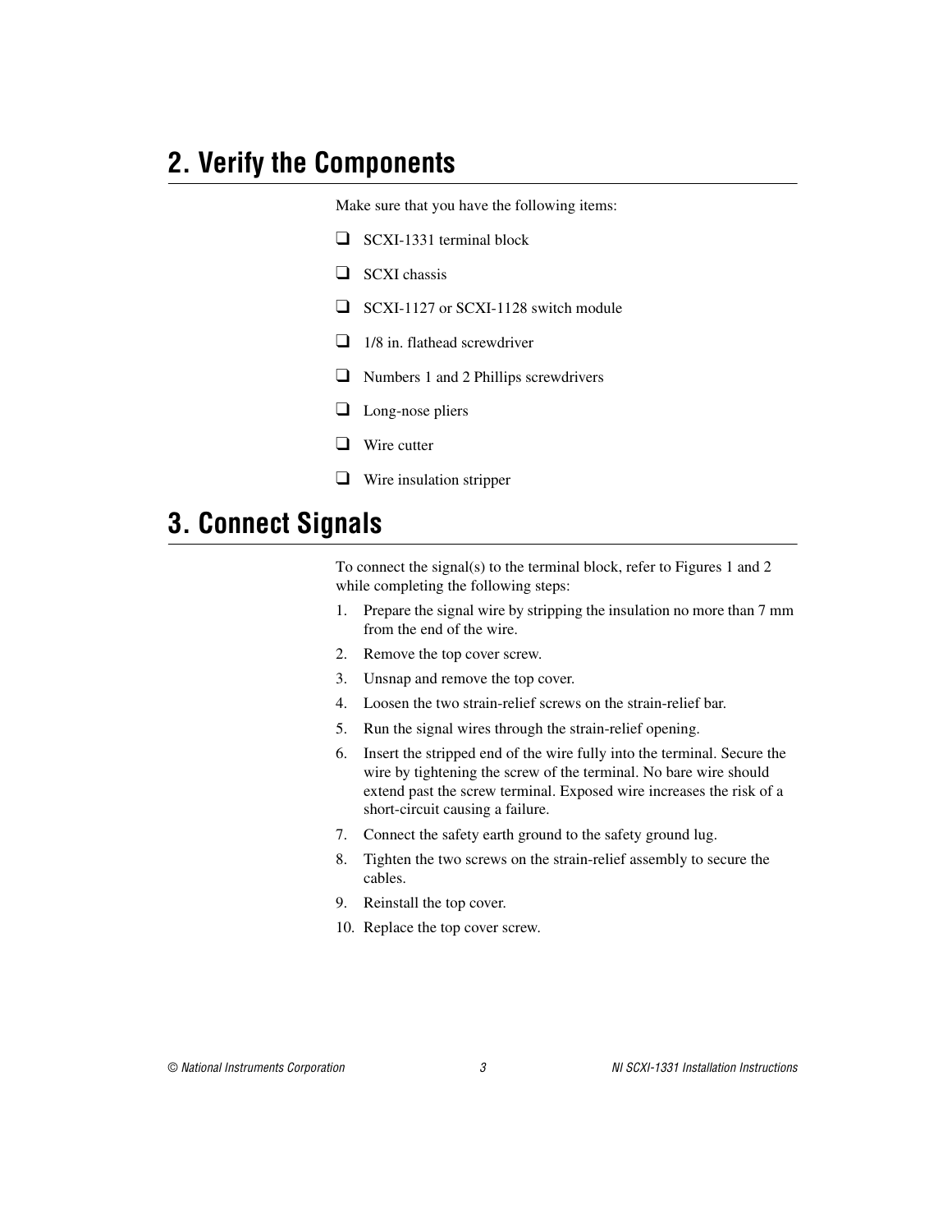## 2. Verify the Components

Make sure that you have the following items:

- ❑ SCXI-1331 terminal block
- ❑ SCXI chassis
- ❑ SCXI-1127 or SCXI-1128 switch module
- ❑ 1/8 in. flathead screwdriver
- ❑ Numbers 1 and 2 Phillips screwdrivers
- ❑ Long-nose pliers
- ❑ Wire cutter
- ❑ Wire insulation stripper

## 3. Connect Signals

To connect the signal(s) to the terminal block, refer to Figures 1 and 2 while completing the following steps:

1. Prepare the signal wire by stripping the insulation no more than 7 mm from the end of the wire.
2. Remove the top cover screw.
3. Unsnap and remove the top cover.
4. Loosen the two strain-relief screws on the strain-relief bar.
5. Run the signal wires through the strain-relief opening.
6. Insert the stripped end of the wire fully into the terminal. Secure the wire by tightening the screw of the terminal. No bare wire should extend past the screw terminal. Exposed wire increases the risk of a short-circuit causing a failure.
7. Connect the safety earth ground to the safety ground lug.
8. Tighten the two screws on the strain-relief assembly to secure the cables.
9. Reinstall the top cover.
10. Replace the top cover screw.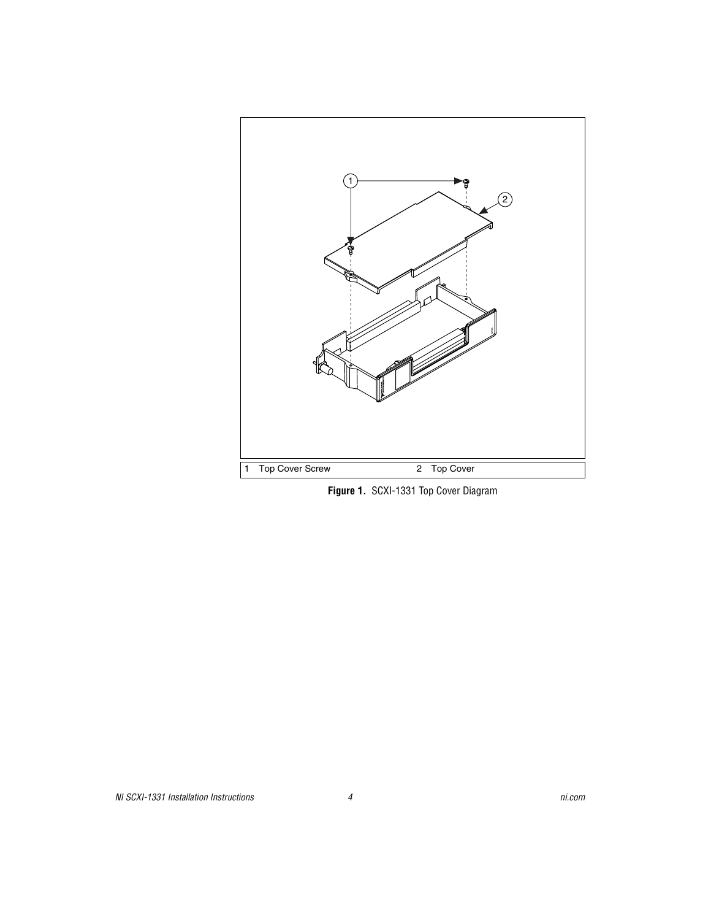| 1 Top Cover Screw | 2 Top Cover |
| --- | --- |

**Figure 1.** SCXI-1331 Top Cover Diagram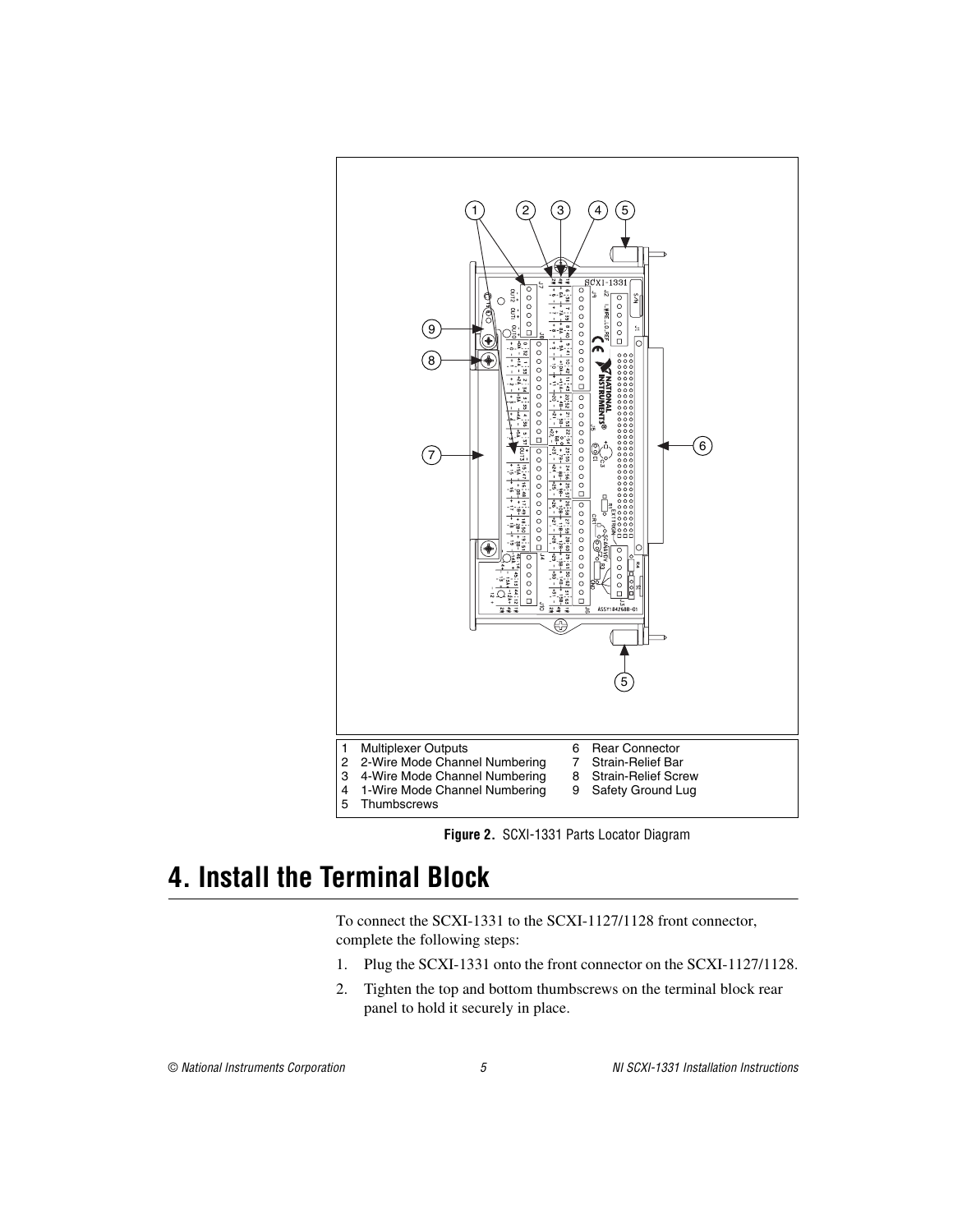| | | | |
|---|---|---|---|
| 1 | Multiplexer Outputs | 6 | Rear Connector |
| 2 | 2-Wire Mode Channel Numbering | 7 | Strain-Relief Bar |
| 3 | 4-Wire Mode Channel Numbering | 8 | Strain-Relief Screw |
| 4 | 1-Wire Mode Channel Numbering | 9 | Safety Ground Lug |
| 5 | Thumbscrews | | |

**Figure 2.** SCXI-1331 Parts Locator Diagram

# 4. Install the Terminal Block

To connect the SCXI-1331 to the SCXI-1127/1128 front connector, complete the following steps:

1. Plug the SCXI-1331 onto the front connector on the SCXI-1127/1128.
2. Tighten the top and bottom thumbscrews on the terminal block rear panel to hold it securely in place.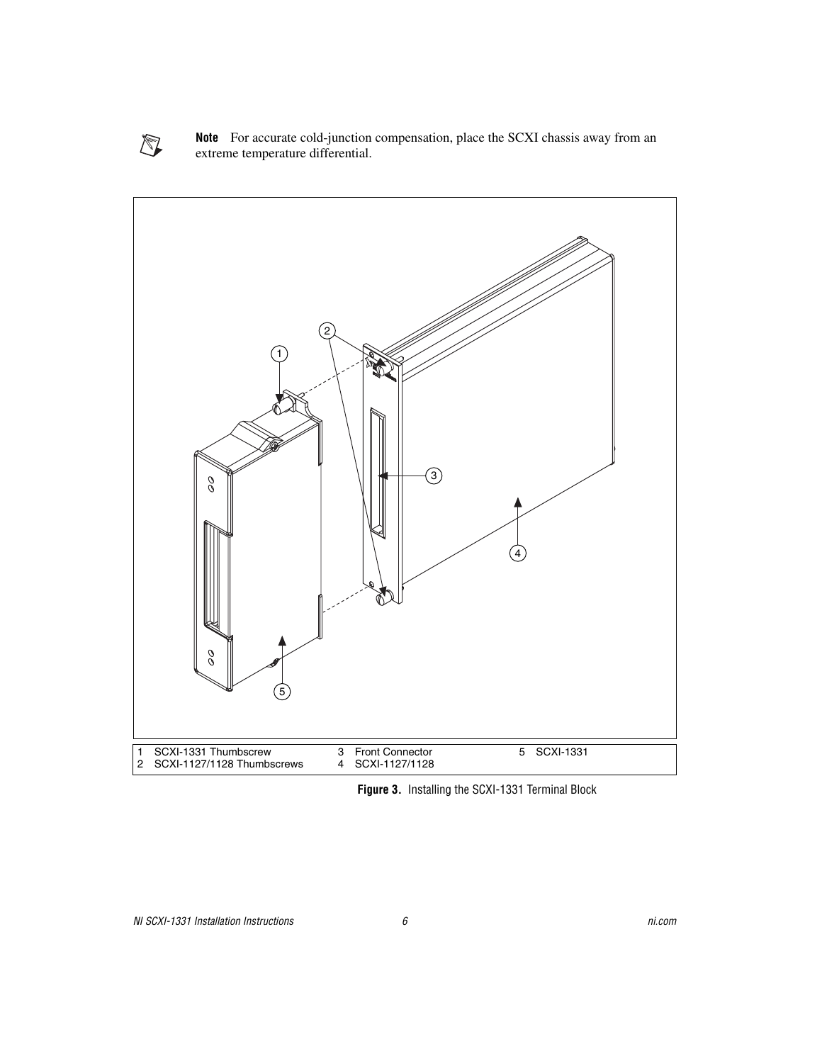**Note** For accurate cold-junction compensation, place the SCXI chassis away from an extreme temperature differential.

| | | | | | |
|---|---|---|---|---|---|
| 1 | SCXI-1331 Thumbscrew | 3 | Front Connector | 5 | SCXI-1331 |
| 2 | SCXI-1127/1128 Thumbscrews | 4 | SCXI-1127/1128 | | |

**Figure 3.** Installing the SCXI-1331 Terminal Block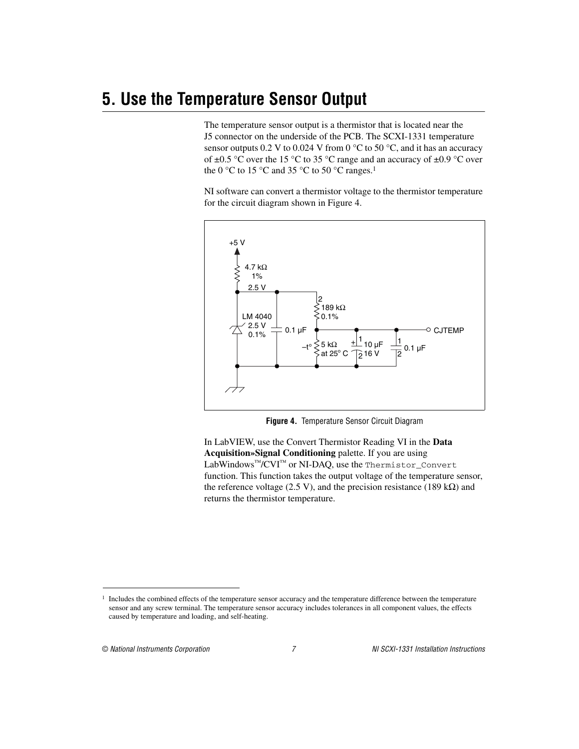# 5. Use the Temperature Sensor Output

The temperature sensor output is a thermistor that is located near the J5 connector on the underside of the PCB. The SCXI-1331 temperature sensor outputs 0.2 V to 0.024 V from 0 °C to 50 °C, and it has an accuracy of ±0.5 °C over the 15 °C to 35 °C range and an accuracy of ±0.9 °C over the 0 °C to 15 °C and 35 °C to 50 °C ranges.[1]

NI software can convert a thermistor voltage to the thermistor temperature for the circuit diagram shown in Figure 4.

**Figure 4.** Temperature Sensor Circuit Diagram

In LabVIEW, use the Convert Thermistor Reading VI in the **Data Acquisition»Signal Conditioning** palette. If you are using LabWindows™/CVI™ or NI-DAQ, use the `Thermistor_Convert` function. This function takes the output voltage of the temperature sensor, the reference voltage (2.5 V), and the precision resistance (189 kΩ) and returns the thermistor temperature.

---

[1] Includes the combined effects of the temperature sensor accuracy and the temperature difference between the temperature sensor and any screw terminal. The temperature sensor accuracy includes tolerances in all component values, the effects caused by temperature and loading, and self-heating.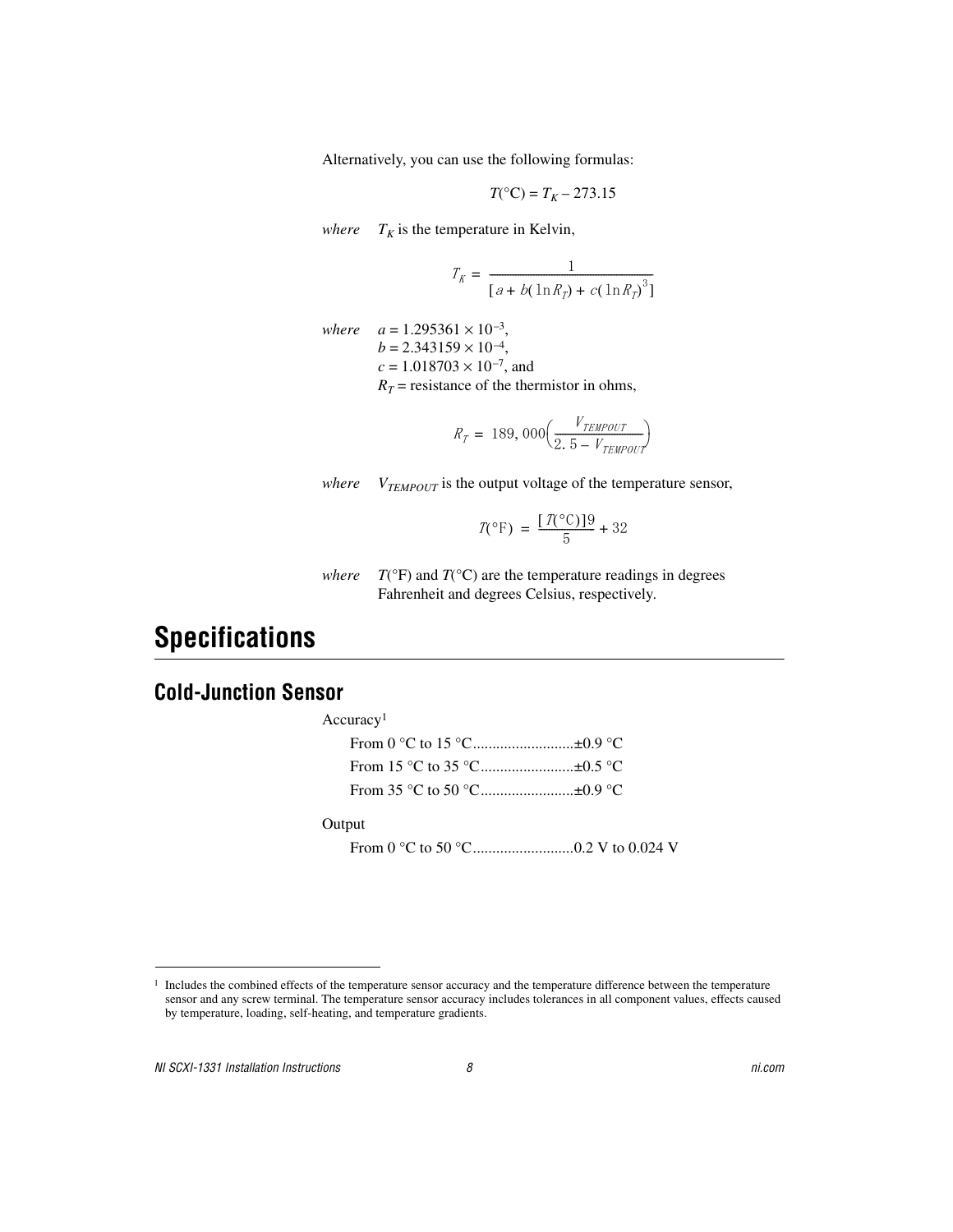Alternatively, you can use the following formulas:

$$T(°C) = T_K - 273.15$$

*where* $T_K$ is the temperature in Kelvin,

$$T_K = \frac{1}{[a + b(\ln R_T) + c(\ln R_T)^3]}$$

*where* $a = 1.295361 \times 10^{-3}$,
$b = 2.343159 \times 10^{-4}$,
$c = 1.018703 \times 10^{-7}$, and
$R_T$ = resistance of the thermistor in ohms,

$$R_T = 189,000\left(\frac{V_{TEMPOUT}}{2.5 - V_{TEMPOUT}}\right)$$

*where* $V_{TEMPOUT}$ is the output voltage of the temperature sensor,

$$T(°F) = \frac{[T(°C)]9}{5} + 32$$

*where* $T$(°F) and $T$(°C) are the temperature readings in degrees Fahrenheit and degrees Celsius, respectively.

# Specifications

## Cold-Junction Sensor

Accuracy[1]

- From 0 °C to 15 °C..........................±0.9 °C
- From 15 °C to 35 °C........................±0.5 °C
- From 35 °C to 50 °C........................±0.9 °C

Output

- From 0 °C to 50 °C..........................0.2 V to 0.024 V

[1] Includes the combined effects of the temperature sensor accuracy and the temperature difference between the temperature sensor and any screw terminal. The temperature sensor accuracy includes tolerances in all component values, effects caused by temperature, loading, self-heating, and temperature gradients.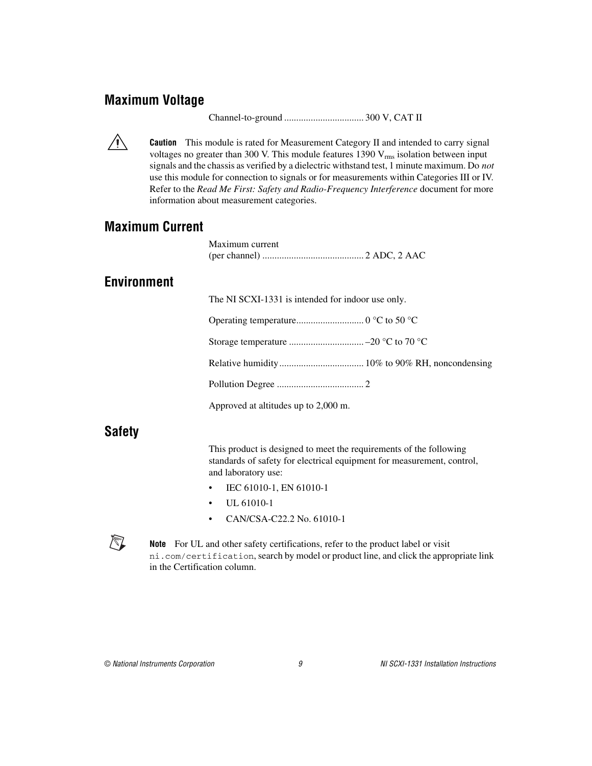## Maximum Voltage

Channel-to-ground ................................. 300 V, CAT II

**Caution** This module is rated for Measurement Category II and intended to carry signal voltages no greater than 300 V. This module features 1390 $V_{rms}$ isolation between input signals and the chassis as verified by a dielectric withstand test, 1 minute maximum. Do *not* use this module for connection to signals or for measurements within Categories III or IV. Refer to the *Read Me First: Safety and Radio-Frequency Interference* document for more information about measurement categories.

## Maximum Current

Maximum current (per channel) .......................................... 2 ADC, 2 AAC

## Environment

The NI SCXI-1331 is intended for indoor use only.

Operating temperature............................ 0 °C to 50 °C

Storage temperature ............................... –20 °C to 70 °C

Relative humidity................................... 10% to 90% RH, noncondensing

Pollution Degree .................................... 2

Approved at altitudes up to 2,000 m.

## Safety

This product is designed to meet the requirements of the following standards of safety for electrical equipment for measurement, control, and laboratory use:

- IEC 61010-1, EN 61010-1
- UL 61010-1
- CAN/CSA-C22.2 No. 61010-1

**Note** For UL and other safety certifications, refer to the product label or visit `ni.com/certification`, search by model or product line, and click the appropriate link in the Certification column.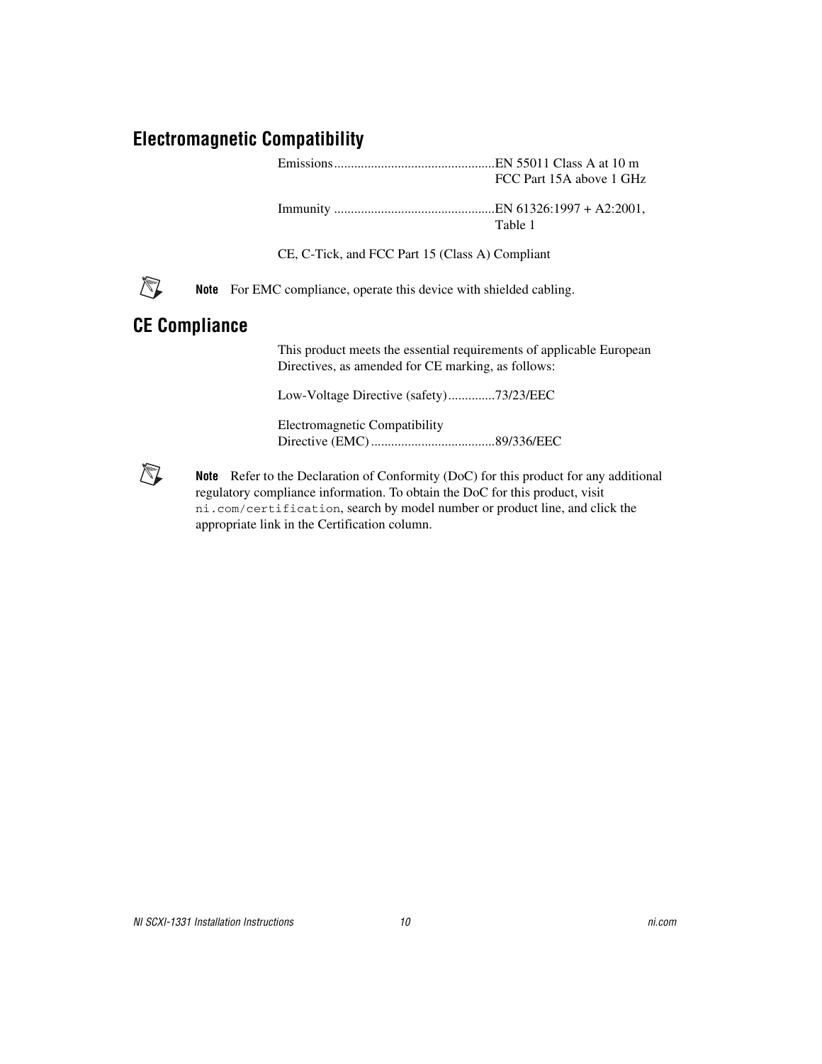## Electromagnetic Compatibility

Emissions ................................................EN 55011 Class A at 10 m
FCC Part 15A above 1 GHz

Immunity ................................................EN 61326:1997 + A2:2001,
Table 1

CE, C-Tick, and FCC Part 15 (Class A) Compliant

**Note** For EMC compliance, operate this device with shielded cabling.

## CE Compliance

This product meets the essential requirements of applicable European Directives, as amended for CE marking, as follows:

Low-Voltage Directive (safety).............73/23/EEC

Electromagnetic Compatibility
Directive (EMC) ....................................89/336/EEC

**Note** Refer to the Declaration of Conformity (DoC) for this product for any additional regulatory compliance information. To obtain the DoC for this product, visit `ni.com/certification`, search by model number or product line, and click the appropriate link in the Certification column.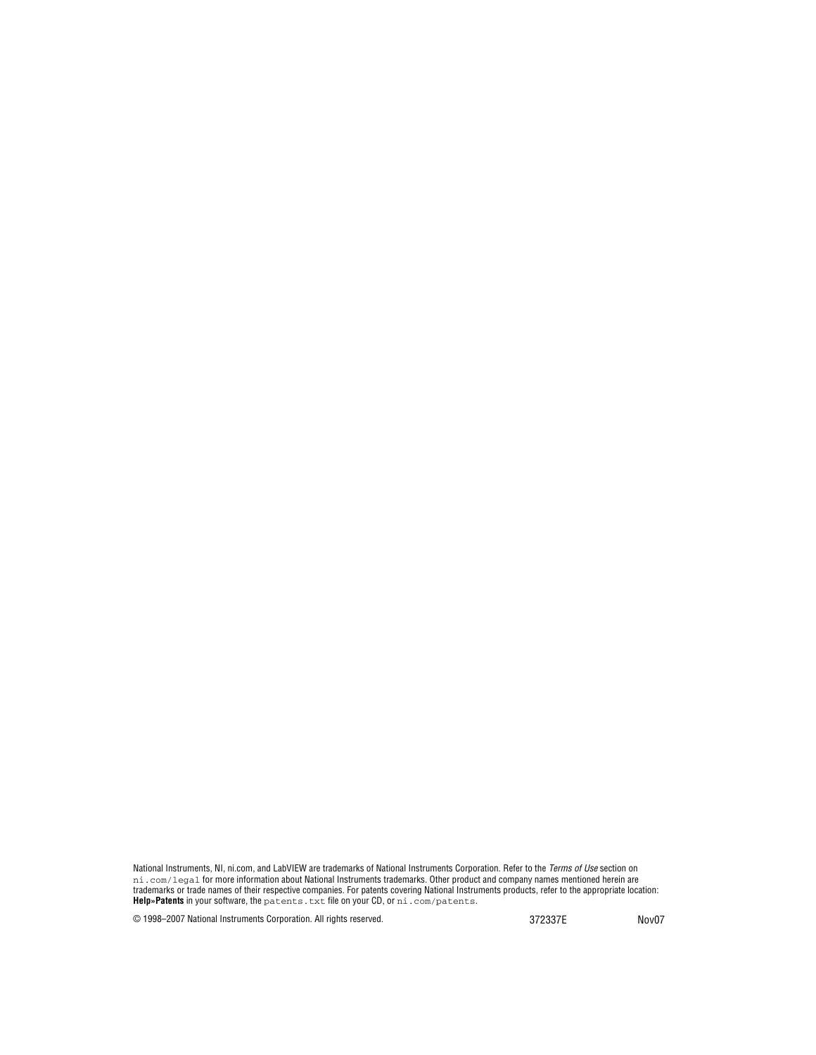National Instruments, NI, ni.com, and LabVIEW are trademarks of National Instruments Corporation. Refer to the *Terms of Use* section on `ni.com/legal` for more information about National Instruments trademarks. Other product and company names mentioned herein are trademarks or trade names of their respective companies. For patents covering National Instruments products, refer to the appropriate location: **Help»Patents** in your software, the `patents.txt` file on your CD, or `ni.com/patents`.

© 1998–2007 National Instruments Corporation. All rights reserved. 372337E Nov07